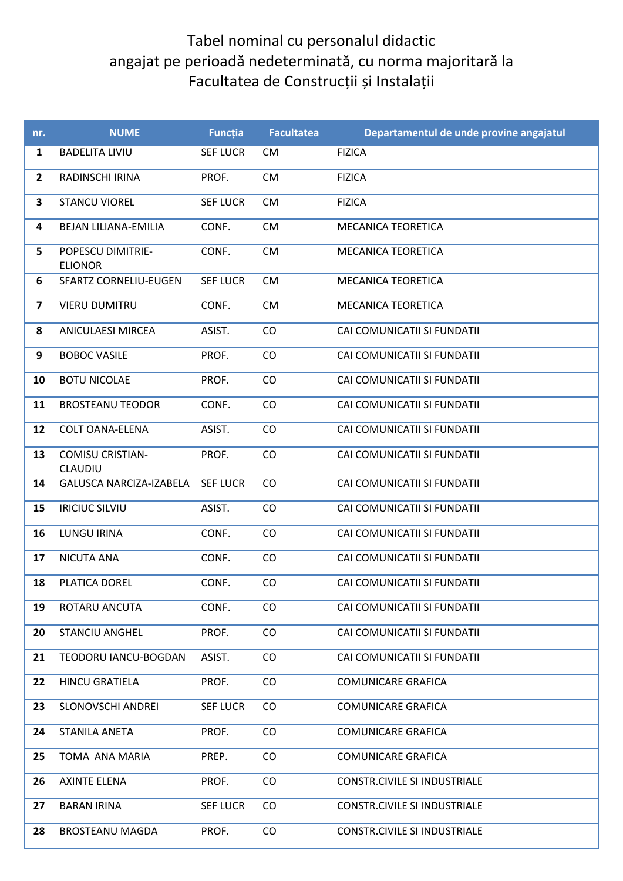# Tabel nominal cu personalul didactic angajat pe perioadă nedeterminată, cu norma majoritară la Facultatea de Construcții și Instalații

| nr. | NUME | Funcția | Facultatea | Departamentul de unde provine angajatul |
|---|---|---|---|---|
| 1 | BADELITA LIVIU | SEF LUCR | CM | FIZICA |
| 2 | RADINSCHI IRINA | PROF. | CM | FIZICA |
| 3 | STANCU VIOREL | SEF LUCR | CM | FIZICA |
| 4 | BEJAN LILIANA-EMILIA | CONF. | CM | MECANICA TEORETICA |
| 5 | POPESCU DIMITRIE-ELIONOR | CONF. | CM | MECANICA TEORETICA |
| 6 | SFARTZ CORNELIU-EUGEN | SEF LUCR | CM | MECANICA TEORETICA |
| 7 | VIERU DUMITRU | CONF. | CM | MECANICA TEORETICA |
| 8 | ANICULAESI MIRCEA | ASIST. | CO | CAI COMUNICATII SI FUNDATII |
| 9 | BOBOC VASILE | PROF. | CO | CAI COMUNICATII SI FUNDATII |
| 10 | BOTU NICOLAE | PROF. | CO | CAI COMUNICATII SI FUNDATII |
| 11 | BROSTEANU TEODOR | CONF. | CO | CAI COMUNICATII SI FUNDATII |
| 12 | COLT OANA-ELENA | ASIST. | CO | CAI COMUNICATII SI FUNDATII |
| 13 | COMISU CRISTIAN-CLAUDIU | PROF. | CO | CAI COMUNICATII SI FUNDATII |
| 14 | GALUSCA NARCIZA-IZABELA | SEF LUCR | CO | CAI COMUNICATII SI FUNDATII |
| 15 | IRICIUC SILVIU | ASIST. | CO | CAI COMUNICATII SI FUNDATII |
| 16 | LUNGU IRINA | CONF. | CO | CAI COMUNICATII SI FUNDATII |
| 17 | NICUTA ANA | CONF. | CO | CAI COMUNICATII SI FUNDATII |
| 18 | PLATICA DOREL | CONF. | CO | CAI COMUNICATII SI FUNDATII |
| 19 | ROTARU ANCUTA | CONF. | CO | CAI COMUNICATII SI FUNDATII |
| 20 | STANCIU ANGHEL | PROF. | CO | CAI COMUNICATII SI FUNDATII |
| 21 | TEODORU IANCU-BOGDAN | ASIST. | CO | CAI COMUNICATII SI FUNDATII |
| 22 | HINCU GRATIELA | PROF. | CO | COMUNICARE GRAFICA |
| 23 | SLONOVSCHI ANDREI | SEF LUCR | CO | COMUNICARE GRAFICA |
| 24 | STANILA ANETA | PROF. | CO | COMUNICARE GRAFICA |
| 25 | TOMA ANA MARIA | PREP. | CO | COMUNICARE GRAFICA |
| 26 | AXINTE ELENA | PROF. | CO | CONSTR.CIVILE SI INDUSTRIALE |
| 27 | BARAN IRINA | SEF LUCR | CO | CONSTR.CIVILE SI INDUSTRIALE |
| 28 | BROSTEANU MAGDA | PROF. | CO | CONSTR.CIVILE SI INDUSTRIALE |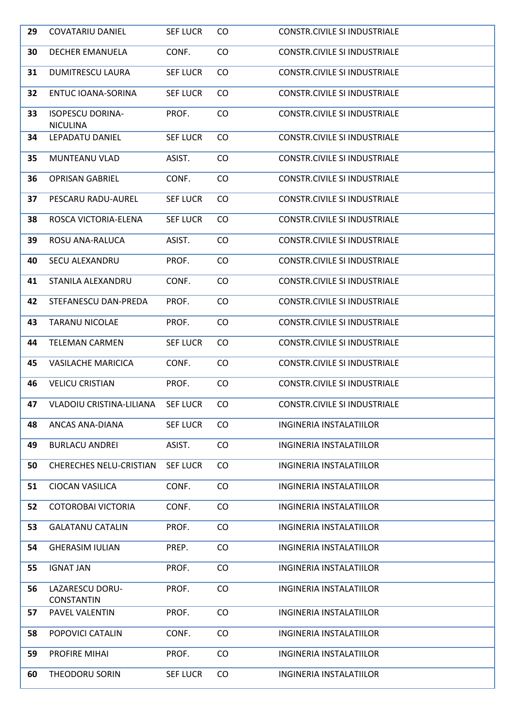| | | | | |
|---|---|---|---|---|
| 29 | COVATARIU DANIEL | SEF LUCR | CO | CONSTR.CIVILE SI INDUSTRIALE |
| 30 | DECHER EMANUELA | CONF. | CO | CONSTR.CIVILE SI INDUSTRIALE |
| 31 | DUMITRESCU LAURA | SEF LUCR | CO | CONSTR.CIVILE SI INDUSTRIALE |
| 32 | ENTUC IOANA-SORINA | SEF LUCR | CO | CONSTR.CIVILE SI INDUSTRIALE |
| 33 | ISOPESCU DORINA-NICULINA | PROF. | CO | CONSTR.CIVILE SI INDUSTRIALE |
| 34 | LEPADATU DANIEL | SEF LUCR | CO | CONSTR.CIVILE SI INDUSTRIALE |
| 35 | MUNTEANU VLAD | ASIST. | CO | CONSTR.CIVILE SI INDUSTRIALE |
| 36 | OPRISAN GABRIEL | CONF. | CO | CONSTR.CIVILE SI INDUSTRIALE |
| 37 | PESCARU RADU-AUREL | SEF LUCR | CO | CONSTR.CIVILE SI INDUSTRIALE |
| 38 | ROSCA VICTORIA-ELENA | SEF LUCR | CO | CONSTR.CIVILE SI INDUSTRIALE |
| 39 | ROSU ANA-RALUCA | ASIST. | CO | CONSTR.CIVILE SI INDUSTRIALE |
| 40 | SECU ALEXANDRU | PROF. | CO | CONSTR.CIVILE SI INDUSTRIALE |
| 41 | STANILA ALEXANDRU | CONF. | CO | CONSTR.CIVILE SI INDUSTRIALE |
| 42 | STEFANESCU DAN-PREDA | PROF. | CO | CONSTR.CIVILE SI INDUSTRIALE |
| 43 | TARANU NICOLAE | PROF. | CO | CONSTR.CIVILE SI INDUSTRIALE |
| 44 | TELEMAN CARMEN | SEF LUCR | CO | CONSTR.CIVILE SI INDUSTRIALE |
| 45 | VASILACHE MARICICA | CONF. | CO | CONSTR.CIVILE SI INDUSTRIALE |
| 46 | VELICU CRISTIAN | PROF. | CO | CONSTR.CIVILE SI INDUSTRIALE |
| 47 | VLADOIU CRISTINA-LILIANA | SEF LUCR | CO | CONSTR.CIVILE SI INDUSTRIALE |
| 48 | ANCAS ANA-DIANA | SEF LUCR | CO | INGINERIA INSTALATIILOR |
| 49 | BURLACU ANDREI | ASIST. | CO | INGINERIA INSTALATIILOR |
| 50 | CHERECHES NELU-CRISTIAN | SEF LUCR | CO | INGINERIA INSTALATIILOR |
| 51 | CIOCAN VASILICA | CONF. | CO | INGINERIA INSTALATIILOR |
| 52 | COTOROBAI VICTORIA | CONF. | CO | INGINERIA INSTALATIILOR |
| 53 | GALATANU CATALIN | PROF. | CO | INGINERIA INSTALATIILOR |
| 54 | GHERASIM IULIAN | PREP. | CO | INGINERIA INSTALATIILOR |
| 55 | IGNAT JAN | PROF. | CO | INGINERIA INSTALATIILOR |
| 56 | LAZARESCU DORU-CONSTANTIN | PROF. | CO | INGINERIA INSTALATIILOR |
| 57 | PAVEL VALENTIN | PROF. | CO | INGINERIA INSTALATIILOR |
| 58 | POPOVICI CATALIN | CONF. | CO | INGINERIA INSTALATIILOR |
| 59 | PROFIRE MIHAI | PROF. | CO | INGINERIA INSTALATIILOR |
| 60 | THEODORU SORIN | SEF LUCR | CO | INGINERIA INSTALATIILOR |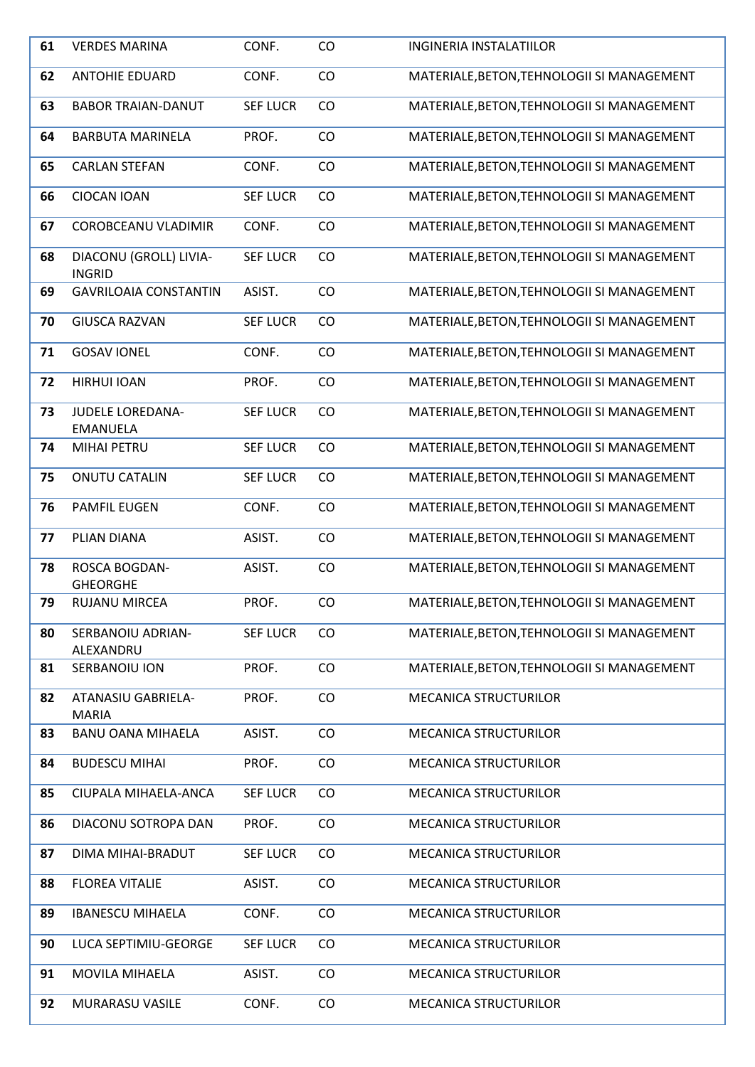| 61 | VERDES MARINA | CONF. | CO | INGINERIA INSTALATIILOR |
|---|---|---|---|---|
| 62 | ANTOHIE EDUARD | CONF. | CO | MATERIALE,BETON,TEHNOLOGII SI MANAGEMENT |
| 63 | BABOR TRAIAN-DANUT | SEF LUCR | CO | MATERIALE,BETON,TEHNOLOGII SI MANAGEMENT |
| 64 | BARBUTA MARINELA | PROF. | CO | MATERIALE,BETON,TEHNOLOGII SI MANAGEMENT |
| 65 | CARLAN STEFAN | CONF. | CO | MATERIALE,BETON,TEHNOLOGII SI MANAGEMENT |
| 66 | CIOCAN IOAN | SEF LUCR | CO | MATERIALE,BETON,TEHNOLOGII SI MANAGEMENT |
| 67 | COROBCEANU VLADIMIR | CONF. | CO | MATERIALE,BETON,TEHNOLOGII SI MANAGEMENT |
| 68 | DIACONU (GROLL) LIVIA-INGRID | SEF LUCR | CO | MATERIALE,BETON,TEHNOLOGII SI MANAGEMENT |
| 69 | GAVRILOAIA CONSTANTIN | ASIST. | CO | MATERIALE,BETON,TEHNOLOGII SI MANAGEMENT |
| 70 | GIUSCA RAZVAN | SEF LUCR | CO | MATERIALE,BETON,TEHNOLOGII SI MANAGEMENT |
| 71 | GOSAV IONEL | CONF. | CO | MATERIALE,BETON,TEHNOLOGII SI MANAGEMENT |
| 72 | HIRHUI IOAN | PROF. | CO | MATERIALE,BETON,TEHNOLOGII SI MANAGEMENT |
| 73 | JUDELE LOREDANA-EMANUELA | SEF LUCR | CO | MATERIALE,BETON,TEHNOLOGII SI MANAGEMENT |
| 74 | MIHAI PETRU | SEF LUCR | CO | MATERIALE,BETON,TEHNOLOGII SI MANAGEMENT |
| 75 | ONUTU CATALIN | SEF LUCR | CO | MATERIALE,BETON,TEHNOLOGII SI MANAGEMENT |
| 76 | PAMFIL EUGEN | CONF. | CO | MATERIALE,BETON,TEHNOLOGII SI MANAGEMENT |
| 77 | PLIAN DIANA | ASIST. | CO | MATERIALE,BETON,TEHNOLOGII SI MANAGEMENT |
| 78 | ROSCA BOGDAN-GHEORGHE | ASIST. | CO | MATERIALE,BETON,TEHNOLOGII SI MANAGEMENT |
| 79 | RUJANU MIRCEA | PROF. | CO | MATERIALE,BETON,TEHNOLOGII SI MANAGEMENT |
| 80 | SERBANOIU ADRIAN-ALEXANDRU | SEF LUCR | CO | MATERIALE,BETON,TEHNOLOGII SI MANAGEMENT |
| 81 | SERBANOIU ION | PROF. | CO | MATERIALE,BETON,TEHNOLOGII SI MANAGEMENT |
| 82 | ATANASIU GABRIELA-MARIA | PROF. | CO | MECANICA STRUCTURILOR |
| 83 | BANU OANA MIHAELA | ASIST. | CO | MECANICA STRUCTURILOR |
| 84 | BUDESCU MIHAI | PROF. | CO | MECANICA STRUCTURILOR |
| 85 | CIUPALA MIHAELA-ANCA | SEF LUCR | CO | MECANICA STRUCTURILOR |
| 86 | DIACONU SOTROPA DAN | PROF. | CO | MECANICA STRUCTURILOR |
| 87 | DIMA MIHAI-BRADUT | SEF LUCR | CO | MECANICA STRUCTURILOR |
| 88 | FLOREA VITALIE | ASIST. | CO | MECANICA STRUCTURILOR |
| 89 | IBANESCU MIHAELA | CONF. | CO | MECANICA STRUCTURILOR |
| 90 | LUCA SEPTIMIU-GEORGE | SEF LUCR | CO | MECANICA STRUCTURILOR |
| 91 | MOVILA MIHAELA | ASIST. | CO | MECANICA STRUCTURILOR |
| 92 | MURARASU VASILE | CONF. | CO | MECANICA STRUCTURILOR |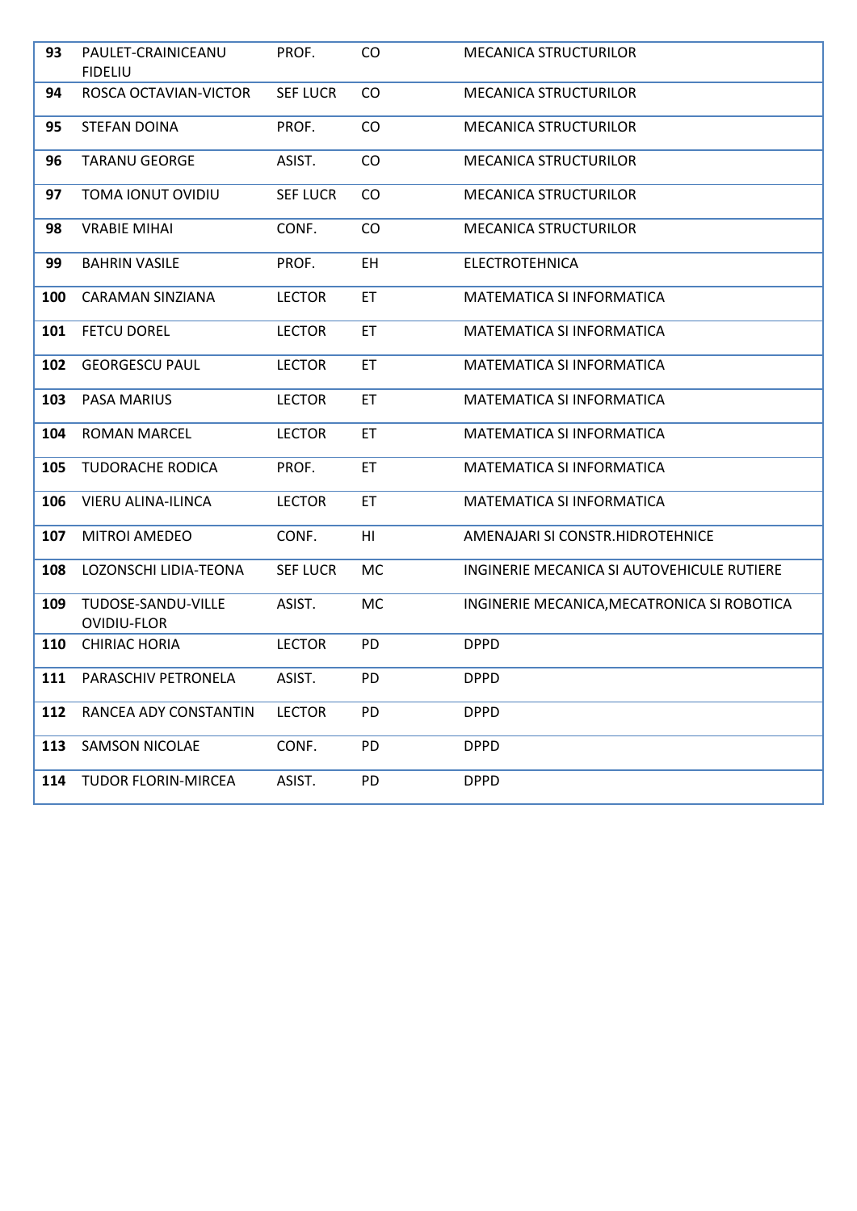| | | | | |
|---|---|---|---|---|
| **93** | PAULET-CRAINICEANU FIDELIU | PROF. | CO | MECANICA STRUCTURILOR |
| **94** | ROSCA OCTAVIAN-VICTOR | SEF LUCR | CO | MECANICA STRUCTURILOR |
| **95** | STEFAN DOINA | PROF. | CO | MECANICA STRUCTURILOR |
| **96** | TARANU GEORGE | ASIST. | CO | MECANICA STRUCTURILOR |
| **97** | TOMA IONUT OVIDIU | SEF LUCR | CO | MECANICA STRUCTURILOR |
| **98** | VRABIE MIHAI | CONF. | CO | MECANICA STRUCTURILOR |
| **99** | BAHRIN VASILE | PROF. | EH | ELECTROTEHNICA |
| **100** | CARAMAN SINZIANA | LECTOR | ET | MATEMATICA SI INFORMATICA |
| **101** | FETCU DOREL | LECTOR | ET | MATEMATICA SI INFORMATICA |
| **102** | GEORGESCU PAUL | LECTOR | ET | MATEMATICA SI INFORMATICA |
| **103** | PASA MARIUS | LECTOR | ET | MATEMATICA SI INFORMATICA |
| **104** | ROMAN MARCEL | LECTOR | ET | MATEMATICA SI INFORMATICA |
| **105** | TUDORACHE RODICA | PROF. | ET | MATEMATICA SI INFORMATICA |
| **106** | VIERU ALINA-ILINCA | LECTOR | ET | MATEMATICA SI INFORMATICA |
| **107** | MITROI AMEDEO | CONF. | HI | AMENAJARI SI CONSTR.HIDROTEHNICE |
| **108** | LOZONSCHI LIDIA-TEONA | SEF LUCR | MC | INGINERIE MECANICA SI AUTOVEHICULE RUTIERE |
| **109** | TUDOSE-SANDU-VILLE OVIDIU-FLOR | ASIST. | MC | INGINERIE MECANICA,MECATRONICA SI ROBOTICA |
| **110** | CHIRIAC HORIA | LECTOR | PD | DPPD |
| **111** | PARASCHIV PETRONELA | ASIST. | PD | DPPD |
| **112** | RANCEA ADY CONSTANTIN | LECTOR | PD | DPPD |
| **113** | SAMSON NICOLAE | CONF. | PD | DPPD |
| **114** | TUDOR FLORIN-MIRCEA | ASIST. | PD | DPPD |